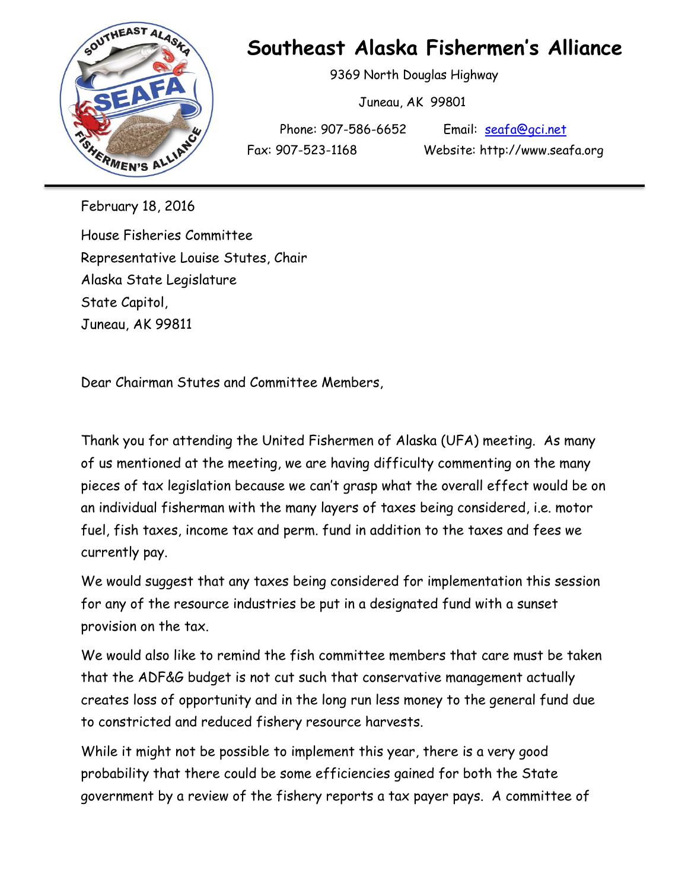# Southeast Alaska Fishermen's Alliance

9369 North Douglas Highway

Juneau, AK 99801

Phone: 907-586-6652 Email: seafa@gci.net

Fax: 907-523-1168 Website: http://www.seafa.org

---

February 18, 2016

House Fisheries Committee
Representative Louise Stutes, Chair
Alaska State Legislature
State Capitol,
Juneau, AK 99811

Dear Chairman Stutes and Committee Members,

Thank you for attending the United Fishermen of Alaska (UFA) meeting. As many of us mentioned at the meeting, we are having difficulty commenting on the many pieces of tax legislation because we can't grasp what the overall effect would be on an individual fisherman with the many layers of taxes being considered, i.e. motor fuel, fish taxes, income tax and perm. fund in addition to the taxes and fees we currently pay.

We would suggest that any taxes being considered for implementation this session for any of the resource industries be put in a designated fund with a sunset provision on the tax.

We would also like to remind the fish committee members that care must be taken that the ADF&G budget is not cut such that conservative management actually creates loss of opportunity and in the long run less money to the general fund due to constricted and reduced fishery resource harvests.

While it might not be possible to implement this year, there is a very good probability that there could be some efficiencies gained for both the State government by a review of the fishery reports a tax payer pays. A committee of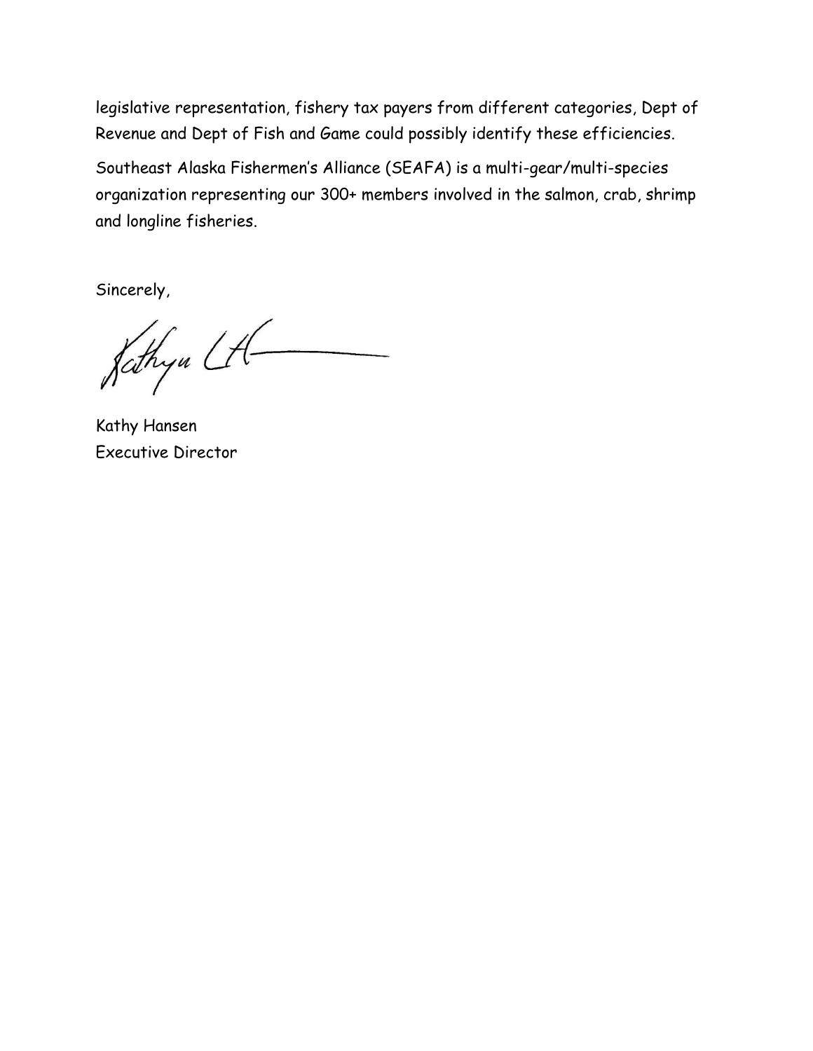legislative representation, fishery tax payers from different categories, Dept of Revenue and Dept of Fish and Game could possibly identify these efficiencies.

Southeast Alaska Fishermen's Alliance (SEAFA) is a multi-gear/multi-species organization representing our 300+ members involved in the salmon, crab, shrimp and longline fisheries.

Sincerely,

Kathy Hansen
Executive Director